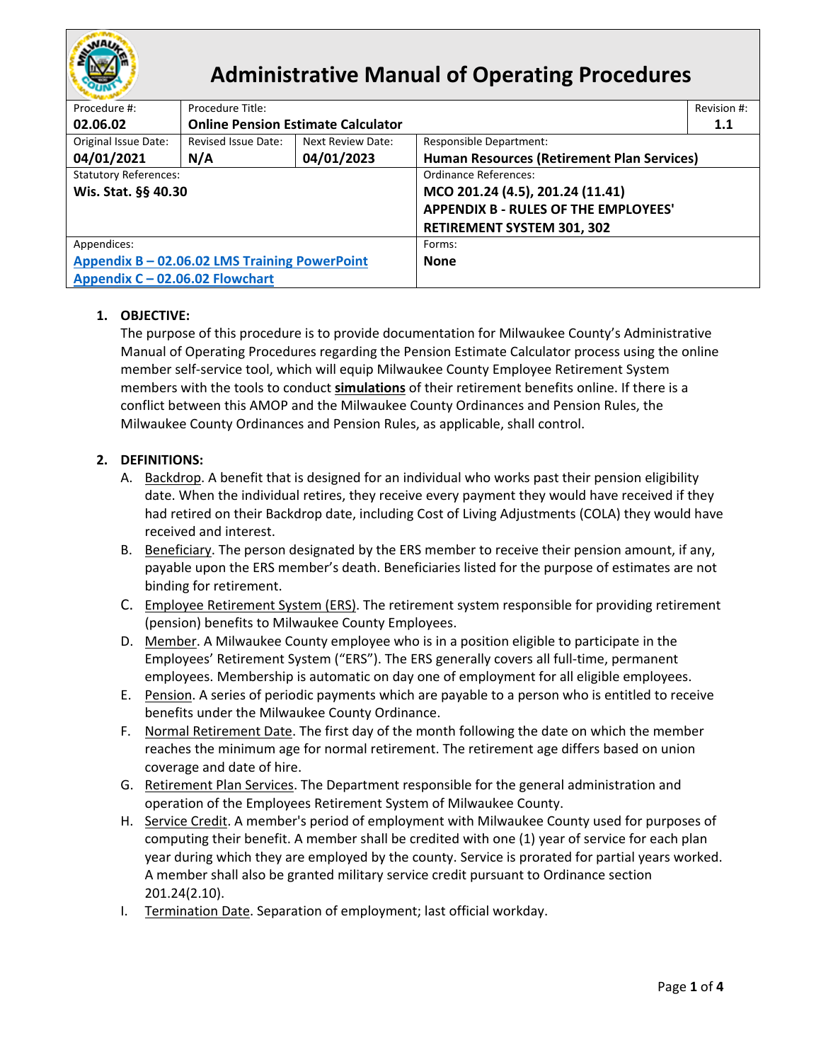# Administrative Manual of Operating Procedures

| Procedure #: | Procedure Title: | | | Revision #: |
|---|---|---|---|---|
| **02.06.02** | **Online Pension Estimate Calculator** | | | **1.1** |
| Original Issue Date: **04/01/2021** | Revised Issue Date: **N/A** | Next Review Date: **04/01/2023** | Responsible Department: **Human Resources (Retirement Plan Services)** | |
| Statutory References: **Wis. Stat. §§ 40.30** | | | Ordinance References: **MCO 201.24 (4.5), 201.24 (11.41) APPENDIX B - RULES OF THE EMPLOYEES' RETIREMENT SYSTEM 301, 302** | |
| Appendices: **Appendix B – 02.06.02 LMS Training PowerPoint** **Appendix C – 02.06.02 Flowchart** | | | Forms: **None** | |

1. **OBJECTIVE:**
   The purpose of this procedure is to provide documentation for Milwaukee County's Administrative Manual of Operating Procedures regarding the Pension Estimate Calculator process using the online member self-service tool, which will equip Milwaukee County Employee Retirement System members with the tools to conduct **simulations** of their retirement benefits online. If there is a conflict between this AMOP and the Milwaukee County Ordinances and Pension Rules, the Milwaukee County Ordinances and Pension Rules, as applicable, shall control.

2. **DEFINITIONS:**
   A. Backdrop. A benefit that is designed for an individual who works past their pension eligibility date. When the individual retires, they receive every payment they would have received if they had retired on their Backdrop date, including Cost of Living Adjustments (COLA) they would have received and interest.
   B. Beneficiary. The person designated by the ERS member to receive their pension amount, if any, payable upon the ERS member's death. Beneficiaries listed for the purpose of estimates are not binding for retirement.
   C. Employee Retirement System (ERS). The retirement system responsible for providing retirement (pension) benefits to Milwaukee County Employees.
   D. Member. A Milwaukee County employee who is in a position eligible to participate in the Employees' Retirement System ("ERS"). The ERS generally covers all full-time, permanent employees. Membership is automatic on day one of employment for all eligible employees.
   E. Pension. A series of periodic payments which are payable to a person who is entitled to receive benefits under the Milwaukee County Ordinance.
   F. Normal Retirement Date. The first day of the month following the date on which the member reaches the minimum age for normal retirement. The retirement age differs based on union coverage and date of hire.
   G. Retirement Plan Services. The Department responsible for the general administration and operation of the Employees Retirement System of Milwaukee County.
   H. Service Credit. A member's period of employment with Milwaukee County used for purposes of computing their benefit. A member shall be credited with one (1) year of service for each plan year during which they are employed by the county. Service is prorated for partial years worked. A member shall also be granted military service credit pursuant to Ordinance section 201.24(2.10).
   I. Termination Date. Separation of employment; last official workday.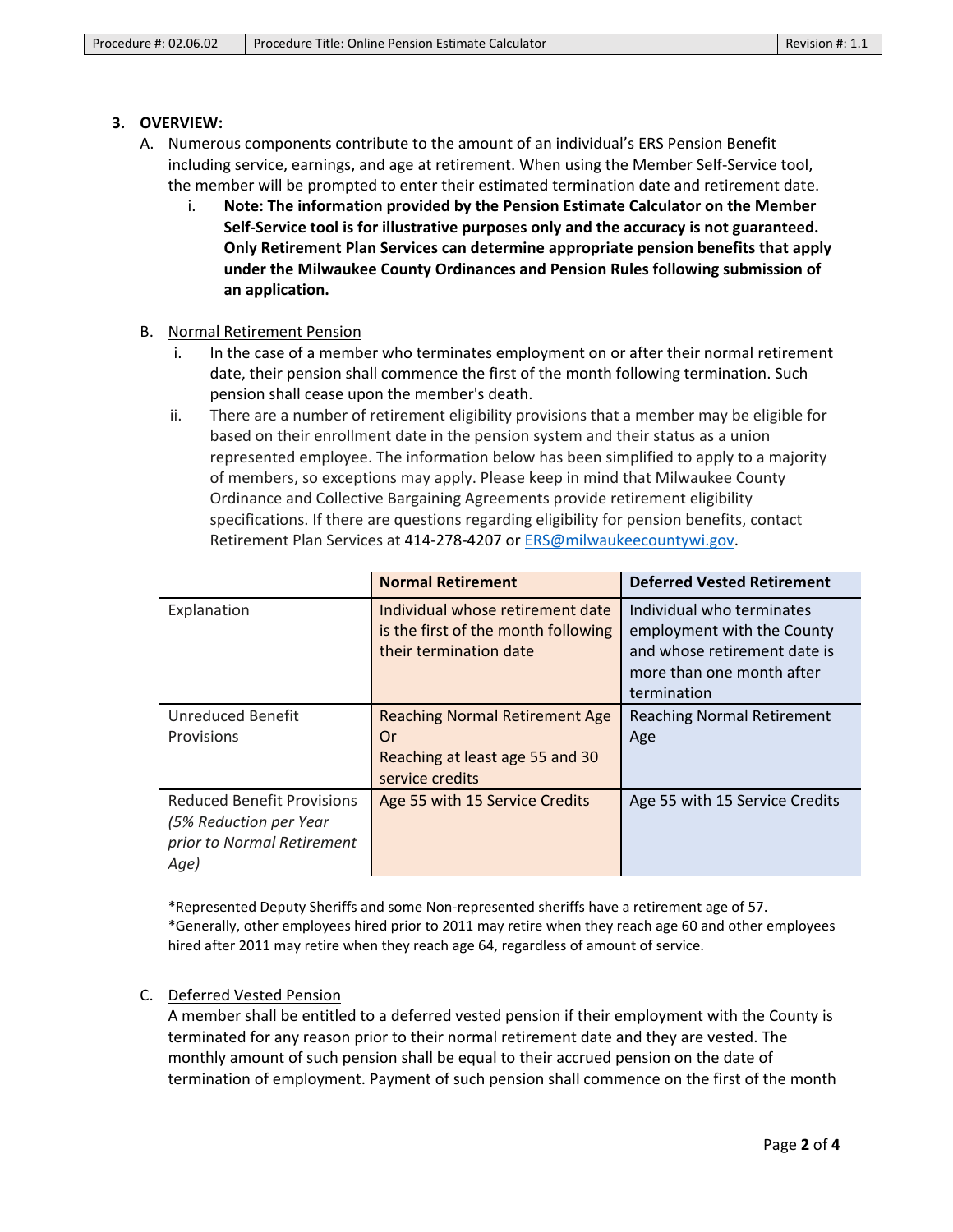## 3. OVERVIEW:

A. Numerous components contribute to the amount of an individual's ERS Pension Benefit including service, earnings, and age at retirement. When using the Member Self-Service tool, the member will be prompted to enter their estimated termination date and retirement date.

   i. **Note: The information provided by the Pension Estimate Calculator on the Member Self-Service tool is for illustrative purposes only and the accuracy is not guaranteed. Only Retirement Plan Services can determine appropriate pension benefits that apply under the Milwaukee County Ordinances and Pension Rules following submission of an application.**

B. Normal Retirement Pension

   i. In the case of a member who terminates employment on or after their normal retirement date, their pension shall commence the first of the month following termination. Such pension shall cease upon the member's death.

   ii. There are a number of retirement eligibility provisions that a member may be eligible for based on their enrollment date in the pension system and their status as a union represented employee. The information below has been simplified to apply to a majority of members, so exceptions may apply. Please keep in mind that Milwaukee County Ordinance and Collective Bargaining Agreements provide retirement eligibility specifications. If there are questions regarding eligibility for pension benefits, contact Retirement Plan Services at 414-278-4207 or ERS@milwaukeecountywi.gov.

| | **Normal Retirement** | **Deferred Vested Retirement** |
|---|---|---|
| Explanation | Individual whose retirement date is the first of the month following their termination date | Individual who terminates employment with the County and whose retirement date is more than one month after termination |
| Unreduced Benefit Provisions | Reaching Normal Retirement Age Or Reaching at least age 55 and 30 service credits | Reaching Normal Retirement Age |
| Reduced Benefit Provisions *(5% Reduction per Year prior to Normal Retirement Age)* | Age 55 with 15 Service Credits | Age 55 with 15 Service Credits |

*Represented Deputy Sheriffs and some Non-represented sheriffs have a retirement age of 57.
*Generally, other employees hired prior to 2011 may retire when they reach age 60 and other employees hired after 2011 may retire when they reach age 64, regardless of amount of service.

C. Deferred Vested Pension

A member shall be entitled to a deferred vested pension if their employment with the County is terminated for any reason prior to their normal retirement date and they are vested. The monthly amount of such pension shall be equal to their accrued pension on the date of termination of employment. Payment of such pension shall commence on the first of the month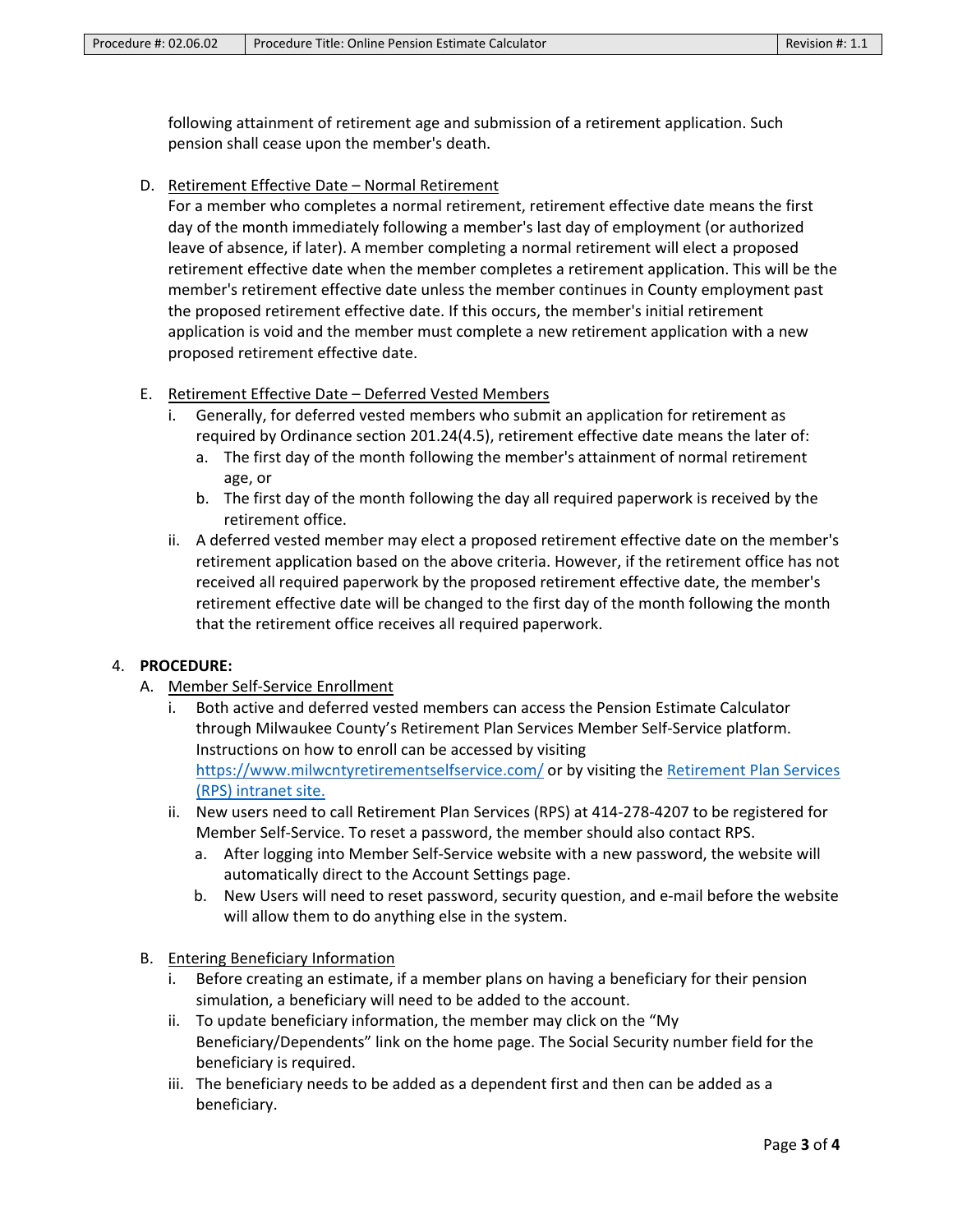following attainment of retirement age and submission of a retirement application. Such pension shall cease upon the member's death.

D. Retirement Effective Date – Normal Retirement
For a member who completes a normal retirement, retirement effective date means the first day of the month immediately following a member's last day of employment (or authorized leave of absence, if later). A member completing a normal retirement will elect a proposed retirement effective date when the member completes a retirement application. This will be the member's retirement effective date unless the member continues in County employment past the proposed retirement effective date. If this occurs, the member's initial retirement application is void and the member must complete a new retirement application with a new proposed retirement effective date.

E. Retirement Effective Date – Deferred Vested Members
   i. Generally, for deferred vested members who submit an application for retirement as required by Ordinance section 201.24(4.5), retirement effective date means the later of:
      a. The first day of the month following the member's attainment of normal retirement age, or
      b. The first day of the month following the day all required paperwork is received by the retirement office.
   ii. A deferred vested member may elect a proposed retirement effective date on the member's retirement application based on the above criteria. However, if the retirement office has not received all required paperwork by the proposed retirement effective date, the member's retirement effective date will be changed to the first day of the month following the month that the retirement office receives all required paperwork.

4. **PROCEDURE:**
   A. Member Self-Service Enrollment
      i. Both active and deferred vested members can access the Pension Estimate Calculator through Milwaukee County's Retirement Plan Services Member Self-Service platform. Instructions on how to enroll can be accessed by visiting https://www.milwcntyretirementselfservice.com/ or by visiting the Retirement Plan Services (RPS) intranet site.
      ii. New users need to call Retirement Plan Services (RPS) at 414-278-4207 to be registered for Member Self-Service. To reset a password, the member should also contact RPS.
         a. After logging into Member Self-Service website with a new password, the website will automatically direct to the Account Settings page.
         b. New Users will need to reset password, security question, and e-mail before the website will allow them to do anything else in the system.

   B. Entering Beneficiary Information
      i. Before creating an estimate, if a member plans on having a beneficiary for their pension simulation, a beneficiary will need to be added to the account.
      ii. To update beneficiary information, the member may click on the "My Beneficiary/Dependents" link on the home page. The Social Security number field for the beneficiary is required.
      iii. The beneficiary needs to be added as a dependent first and then can be added as a beneficiary.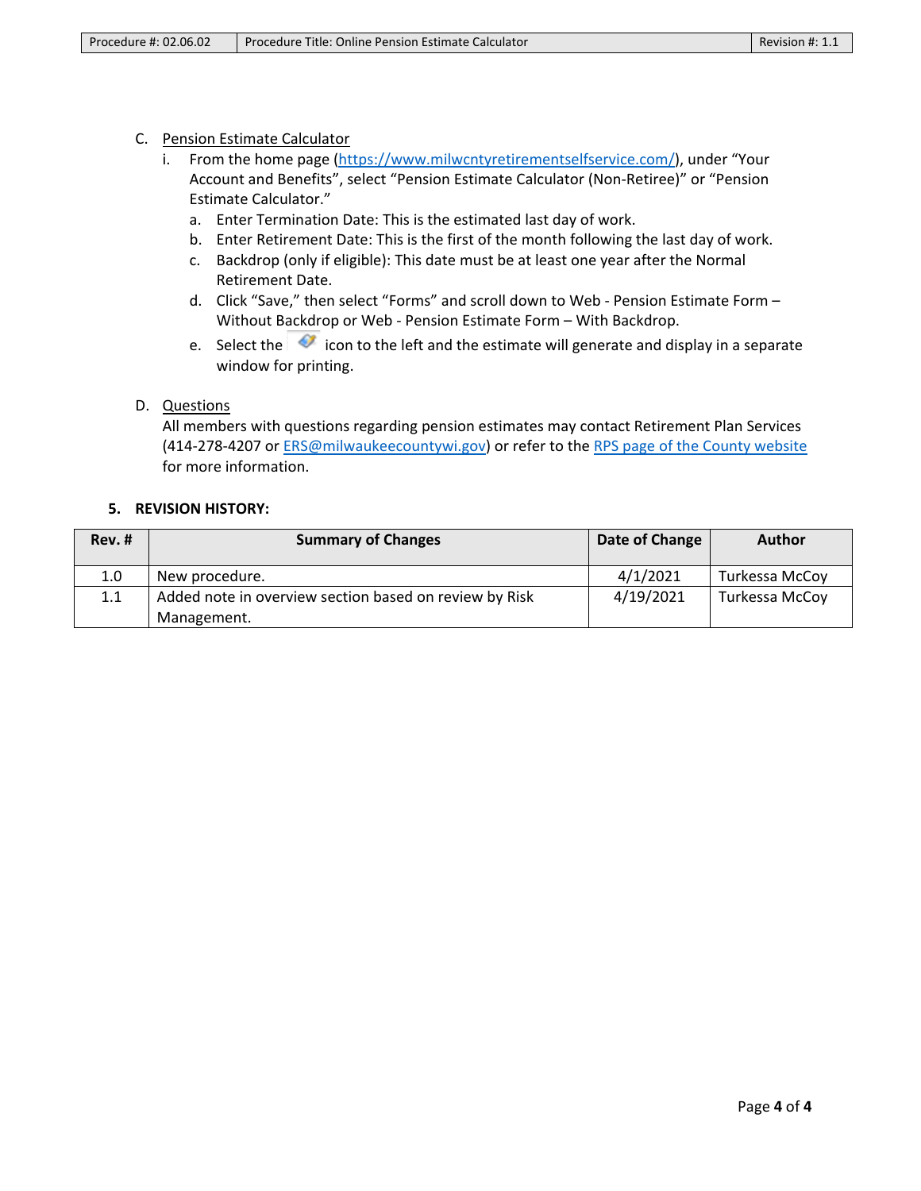C. Pension Estimate Calculator

   i. From the home page (https://www.milwcntyretirementselfservice.com/), under "Your Account and Benefits", select "Pension Estimate Calculator (Non-Retiree)" or "Pension Estimate Calculator."

      a. Enter Termination Date: This is the estimated last day of work.
      b. Enter Retirement Date: This is the first of the month following the last day of work.
      c. Backdrop (only if eligible): This date must be at least one year after the Normal Retirement Date.
      d. Click "Save," then select "Forms" and scroll down to Web - Pension Estimate Form – Without Backdrop or Web - Pension Estimate Form – With Backdrop.
      e. Select the icon to the left and the estimate will generate and display in a separate window for printing.

D. Questions

   All members with questions regarding pension estimates may contact Retirement Plan Services (414-278-4207 or ERS@milwaukeecountywi.gov) or refer to the RPS page of the County website for more information.

## 5. REVISION HISTORY:

| Rev. # | Summary of Changes | Date of Change | Author |
|---|---|---|---|
| 1.0 | New procedure. | 4/1/2021 | Turkessa McCoy |
| 1.1 | Added note in overview section based on review by Risk Management. | 4/19/2021 | Turkessa McCoy |